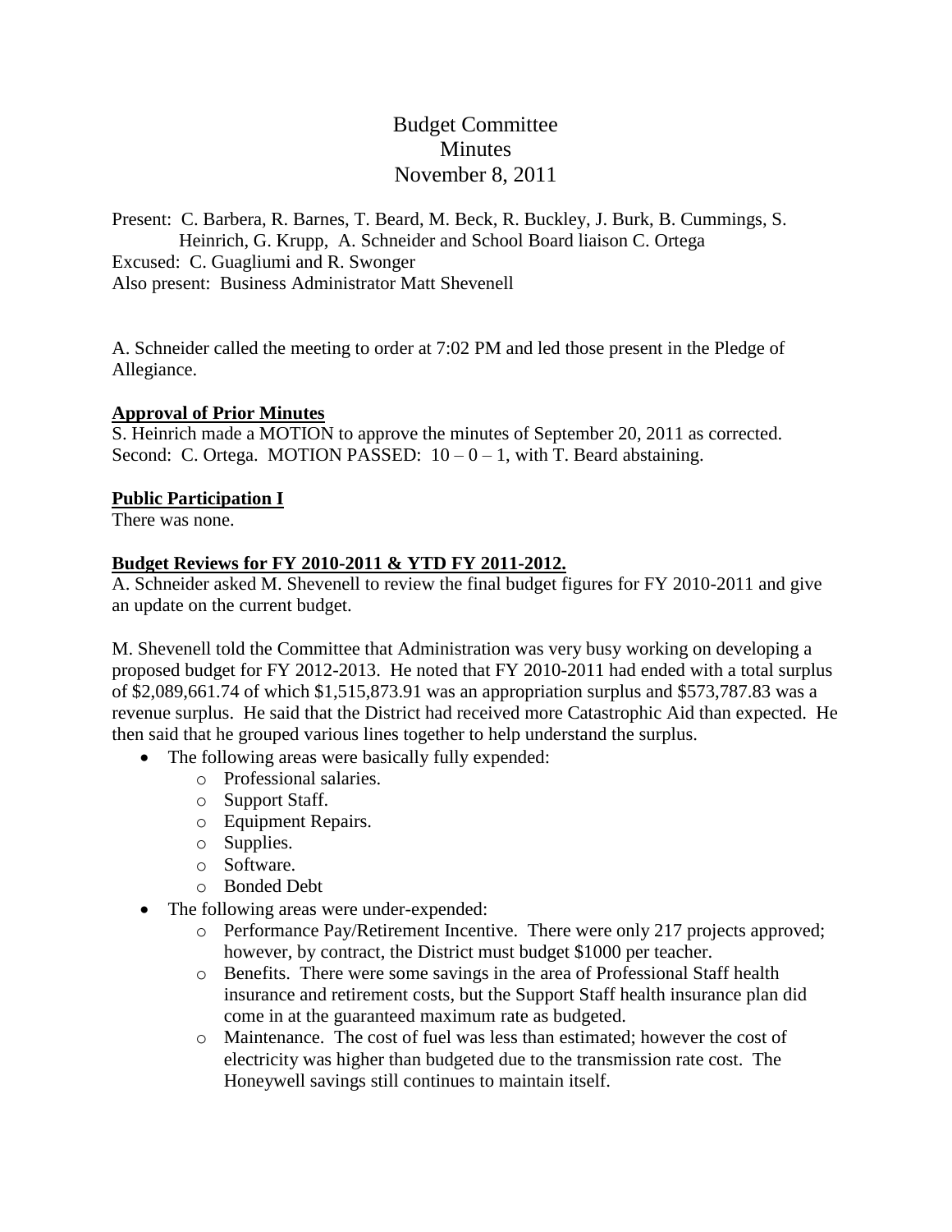# Budget Committee
# Minutes
# November 8, 2011

Present: C. Barbera, R. Barnes, T. Beard, M. Beck, R. Buckley, J. Burk, B. Cummings, S. Heinrich, G. Krupp, A. Schneider and School Board liaison C. Ortega
Excused: C. Guagliumi and R. Swonger
Also present: Business Administrator Matt Shevenell

A. Schneider called the meeting to order at 7:02 PM and led those present in the Pledge of Allegiance.

**Approval of Prior Minutes**

S. Heinrich made a MOTION to approve the minutes of September 20, 2011 as corrected. Second: C. Ortega. MOTION PASSED: 10 – 0 – 1, with T. Beard abstaining.

**Public Participation I**

There was none.

**Budget Reviews for FY 2010-2011 & YTD FY 2011-2012.**

A. Schneider asked M. Shevenell to review the final budget figures for FY 2010-2011 and give an update on the current budget.

M. Shevenell told the Committee that Administration was very busy working on developing a proposed budget for FY 2012-2013. He noted that FY 2010-2011 had ended with a total surplus of $2,089,661.74 of which $1,515,873.91 was an appropriation surplus and $573,787.83 was a revenue surplus. He said that the District had received more Catastrophic Aid than expected. He then said that he grouped various lines together to help understand the surplus.

- The following areas were basically fully expended:
  - Professional salaries.
  - Support Staff.
  - Equipment Repairs.
  - Supplies.
  - Software.
  - Bonded Debt
- The following areas were under-expended:
  - Performance Pay/Retirement Incentive. There were only 217 projects approved; however, by contract, the District must budget $1000 per teacher.
  - Benefits. There were some savings in the area of Professional Staff health insurance and retirement costs, but the Support Staff health insurance plan did come in at the guaranteed maximum rate as budgeted.
  - Maintenance. The cost of fuel was less than estimated; however the cost of electricity was higher than budgeted due to the transmission rate cost. The Honeywell savings still continues to maintain itself.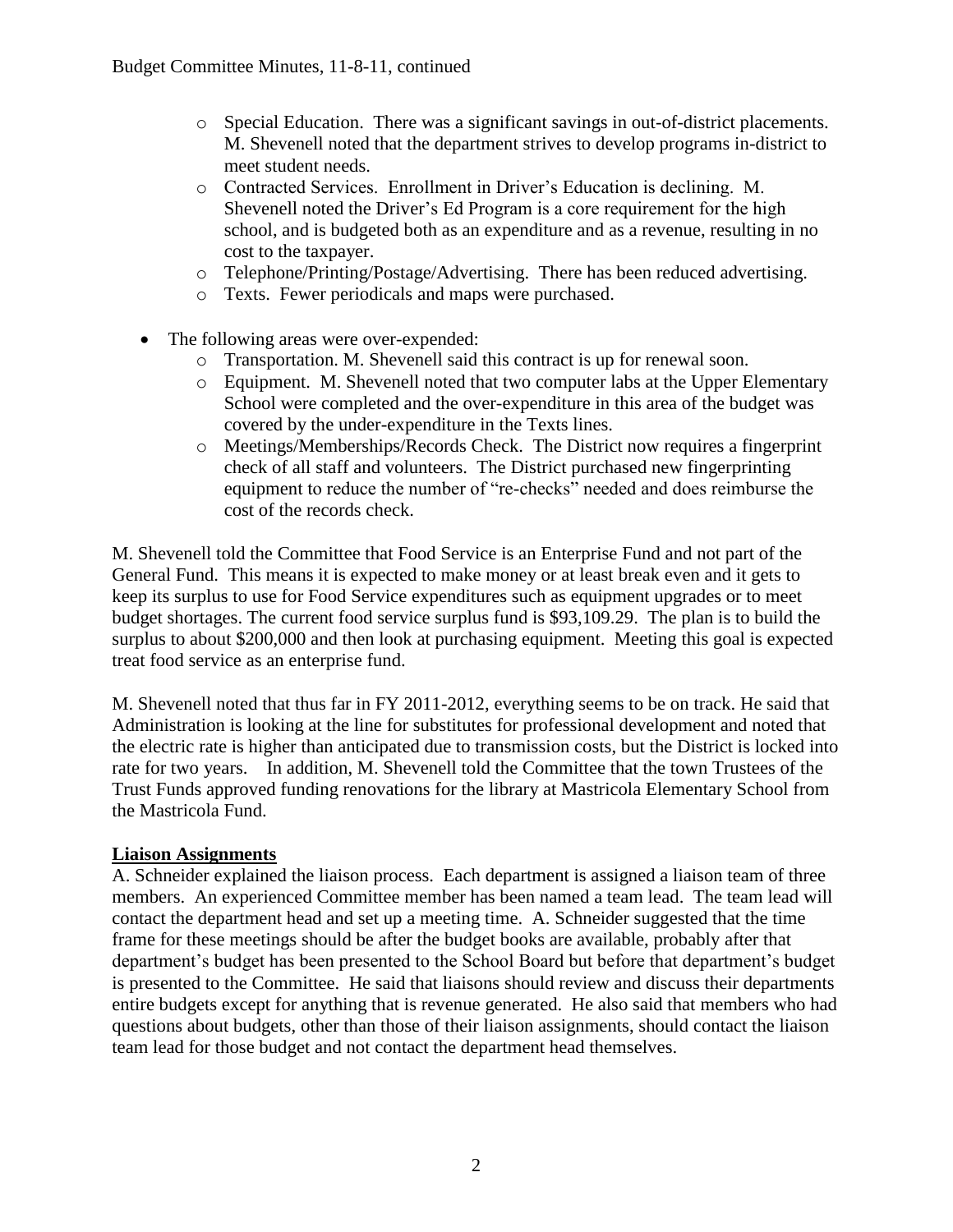- Special Education. There was a significant savings in out-of-district placements. M. Shevenell noted that the department strives to develop programs in-district to meet student needs.
  - Contracted Services. Enrollment in Driver's Education is declining. M. Shevenell noted the Driver's Ed Program is a core requirement for the high school, and is budgeted both as an expenditure and as a revenue, resulting in no cost to the taxpayer.
  - Telephone/Printing/Postage/Advertising. There has been reduced advertising.
  - Texts. Fewer periodicals and maps were purchased.

- The following areas were over-expended:
  - Transportation. M. Shevenell said this contract is up for renewal soon.
  - Equipment. M. Shevenell noted that two computer labs at the Upper Elementary School were completed and the over-expenditure in this area of the budget was covered by the under-expenditure in the Texts lines.
  - Meetings/Memberships/Records Check. The District now requires a fingerprint check of all staff and volunteers. The District purchased new fingerprinting equipment to reduce the number of "re-checks" needed and does reimburse the cost of the records check.

M. Shevenell told the Committee that Food Service is an Enterprise Fund and not part of the General Fund. This means it is expected to make money or at least break even and it gets to keep its surplus to use for Food Service expenditures such as equipment upgrades or to meet budget shortages. The current food service surplus fund is $93,109.29. The plan is to build the surplus to about $200,000 and then look at purchasing equipment. Meeting this goal is expected treat food service as an enterprise fund.

M. Shevenell noted that thus far in FY 2011-2012, everything seems to be on track. He said that Administration is looking at the line for substitutes for professional development and noted that the electric rate is higher than anticipated due to transmission costs, but the District is locked into rate for two years. In addition, M. Shevenell told the Committee that the town Trustees of the Trust Funds approved funding renovations for the library at Mastricola Elementary School from the Mastricola Fund.

## Liaison Assignments

A. Schneider explained the liaison process. Each department is assigned a liaison team of three members. An experienced Committee member has been named a team lead. The team lead will contact the department head and set up a meeting time. A. Schneider suggested that the time frame for these meetings should be after the budget books are available, probably after that department's budget has been presented to the School Board but before that department's budget is presented to the Committee. He said that liaisons should review and discuss their departments entire budgets except for anything that is revenue generated. He also said that members who had questions about budgets, other than those of their liaison assignments, should contact the liaison team lead for those budget and not contact the department head themselves.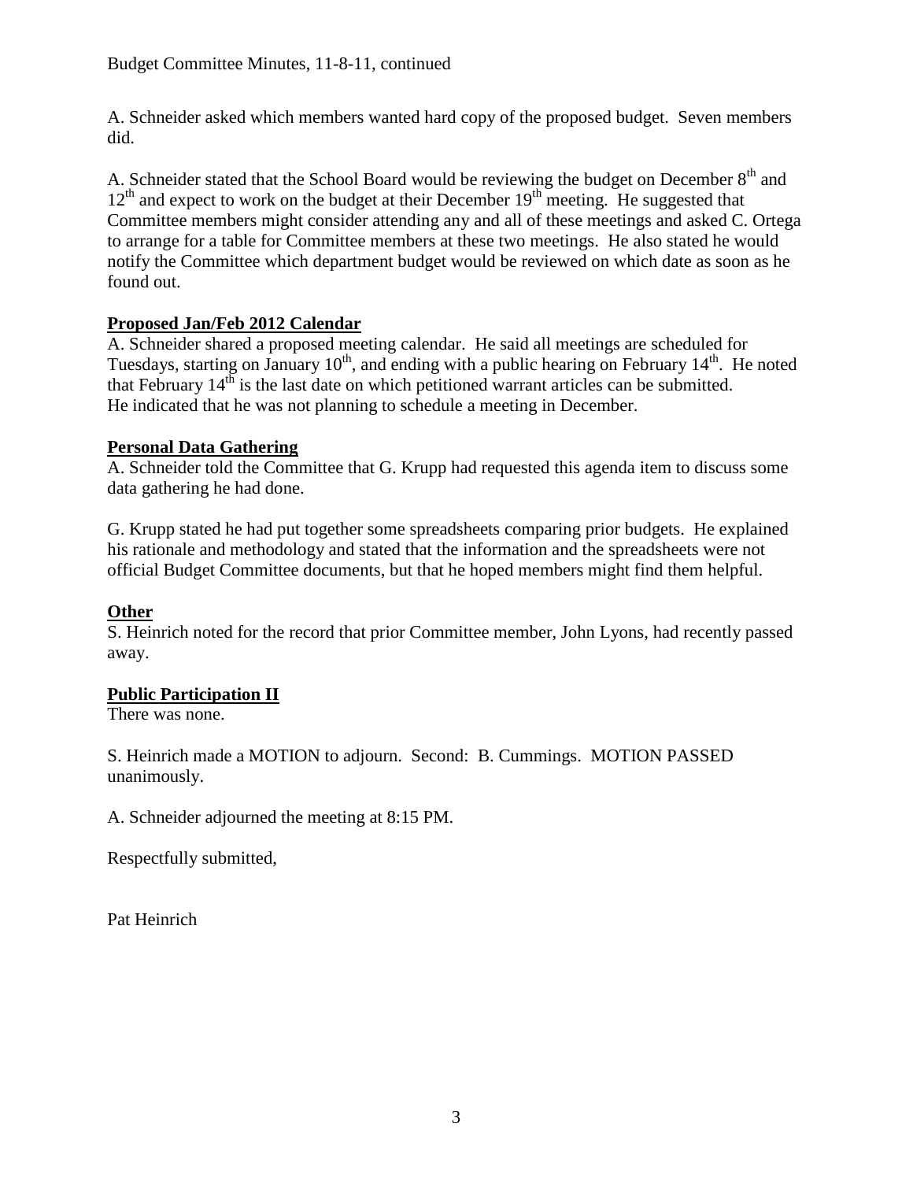A. Schneider asked which members wanted hard copy of the proposed budget. Seven members did.

A. Schneider stated that the School Board would be reviewing the budget on December 8th and 12th and expect to work on the budget at their December 19th meeting. He suggested that Committee members might consider attending any and all of these meetings and asked C. Ortega to arrange for a table for Committee members at these two meetings. He also stated he would notify the Committee which department budget would be reviewed on which date as soon as he found out.

**Proposed Jan/Feb 2012 Calendar**

A. Schneider shared a proposed meeting calendar. He said all meetings are scheduled for Tuesdays, starting on January 10th, and ending with a public hearing on February 14th. He noted that February 14th is the last date on which petitioned warrant articles can be submitted. He indicated that he was not planning to schedule a meeting in December.

**Personal Data Gathering**

A. Schneider told the Committee that G. Krupp had requested this agenda item to discuss some data gathering he had done.

G. Krupp stated he had put together some spreadsheets comparing prior budgets. He explained his rationale and methodology and stated that the information and the spreadsheets were not official Budget Committee documents, but that he hoped members might find them helpful.

**Other**

S. Heinrich noted for the record that prior Committee member, John Lyons, had recently passed away.

**Public Participation II**

There was none.

S. Heinrich made a MOTION to adjourn. Second: B. Cummings. MOTION PASSED unanimously.

A. Schneider adjourned the meeting at 8:15 PM.

Respectfully submitted,

Pat Heinrich